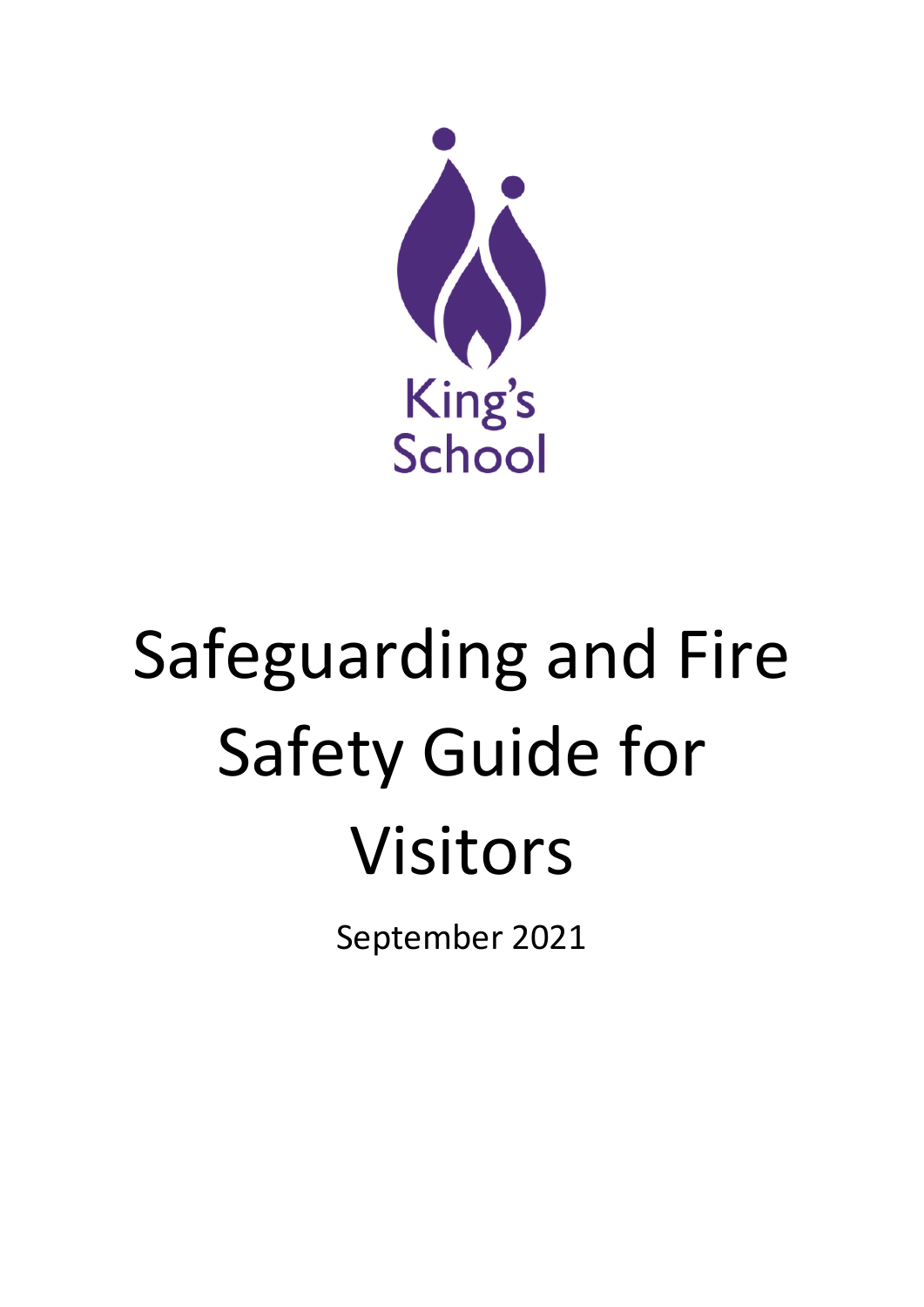King's School

# Safeguarding and Fire Safety Guide for Visitors

September 2021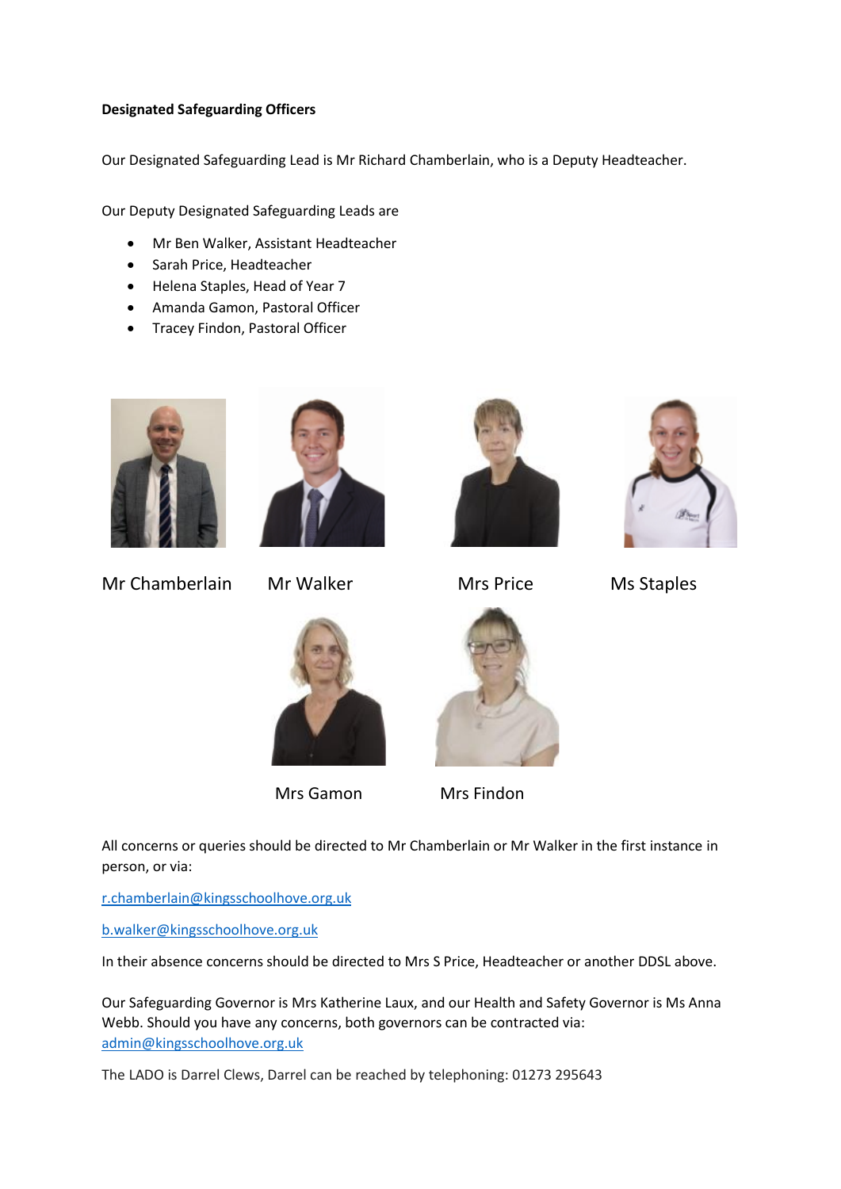**Designated Safeguarding Officers**

Our Designated Safeguarding Lead is Mr Richard Chamberlain, who is a Deputy Headteacher.

Our Deputy Designated Safeguarding Leads are

- Mr Ben Walker, Assistant Headteacher
- Sarah Price, Headteacher
- Helena Staples, Head of Year 7
- Amanda Gamon, Pastoral Officer
- Tracey Findon, Pastoral Officer

Mr Chamberlain Mr Walker Mrs Price Ms Staples

Mrs Gamon Mrs Findon

All concerns or queries should be directed to Mr Chamberlain or Mr Walker in the first instance in person, or via:

r.chamberlain@kingsschoolhove.org.uk

b.walker@kingsschoolhove.org.uk

In their absence concerns should be directed to Mrs S Price, Headteacher or another DDSL above.

Our Safeguarding Governor is Mrs Katherine Laux, and our Health and Safety Governor is Ms Anna Webb. Should you have any concerns, both governors can be contracted via: admin@kingsschoolhove.org.uk

The LADO is Darrel Clews, Darrel can be reached by telephoning: 01273 295643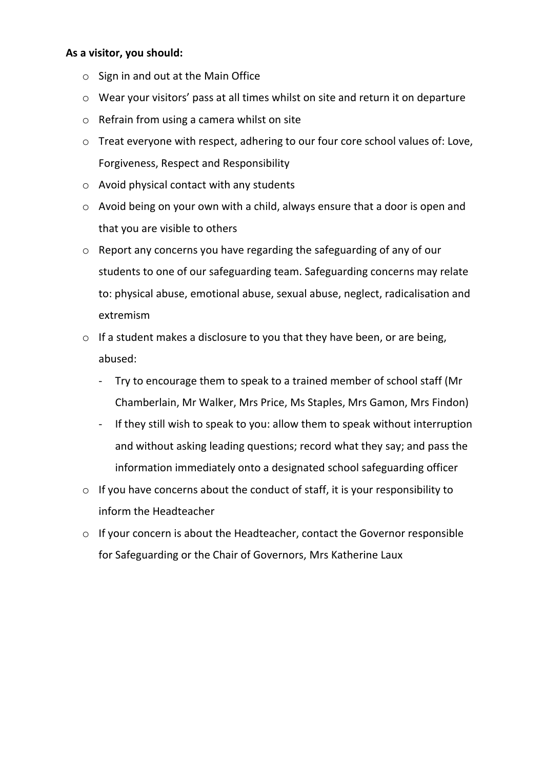**As a visitor, you should:**

- Sign in and out at the Main Office
- Wear your visitors' pass at all times whilst on site and return it on departure
- Refrain from using a camera whilst on site
- Treat everyone with respect, adhering to our four core school values of: Love, Forgiveness, Respect and Responsibility
- Avoid physical contact with any students
- Avoid being on your own with a child, always ensure that a door is open and that you are visible to others
- Report any concerns you have regarding the safeguarding of any of our students to one of our safeguarding team. Safeguarding concerns may relate to: physical abuse, emotional abuse, sexual abuse, neglect, radicalisation and extremism
- If a student makes a disclosure to you that they have been, or are being, abused:
  - Try to encourage them to speak to a trained member of school staff (Mr Chamberlain, Mr Walker, Mrs Price, Ms Staples, Mrs Gamon, Mrs Findon)
  - If they still wish to speak to you: allow them to speak without interruption and without asking leading questions; record what they say; and pass the information immediately onto a designated school safeguarding officer
- If you have concerns about the conduct of staff, it is your responsibility to inform the Headteacher
- If your concern is about the Headteacher, contact the Governor responsible for Safeguarding or the Chair of Governors, Mrs Katherine Laux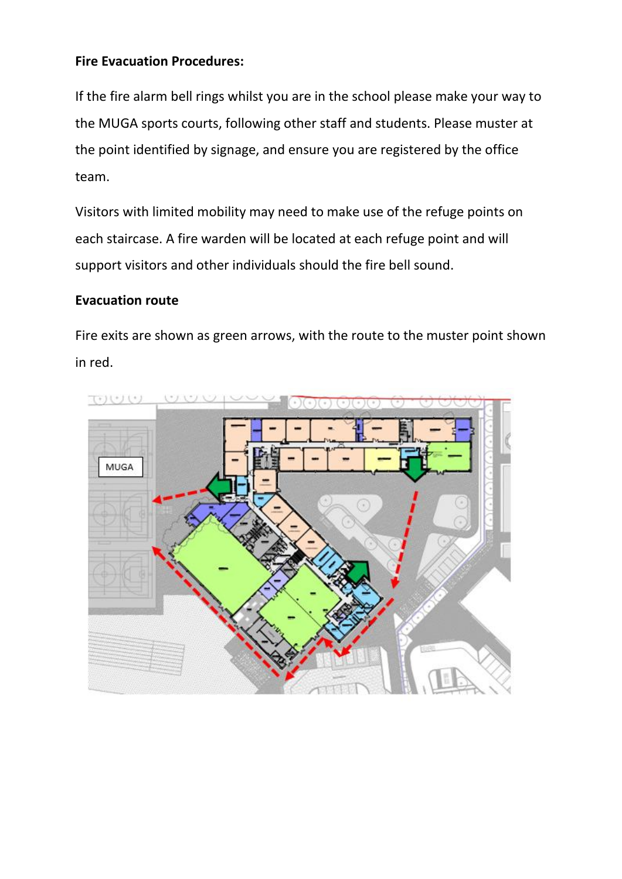**Fire Evacuation Procedures:**

If the fire alarm bell rings whilst you are in the school please make your way to the MUGA sports courts, following other staff and students. Please muster at the point identified by signage, and ensure you are registered by the office team.

Visitors with limited mobility may need to make use of the refuge points on each staircase. A fire warden will be located at each refuge point and will support visitors and other individuals should the fire bell sound.

**Evacuation route**

Fire exits are shown as green arrows, with the route to the muster point shown in red.

MUGA